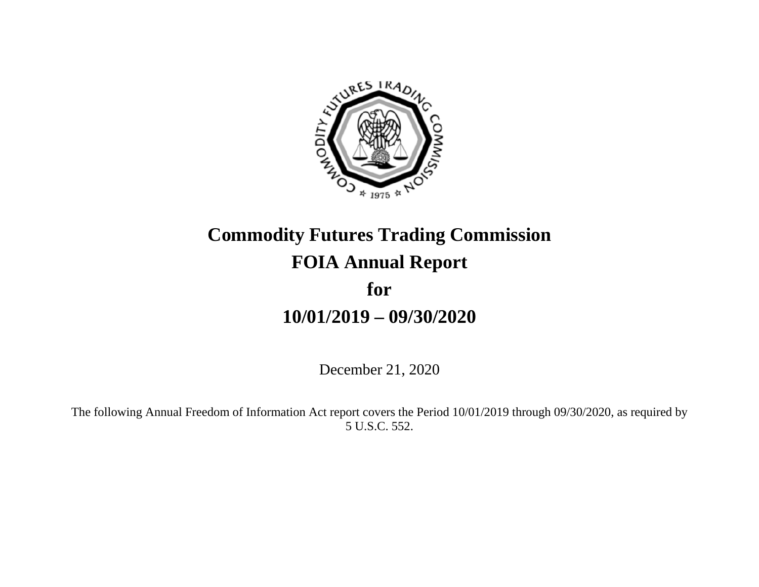# Commodity Futures Trading Commission
# FOIA Annual Report
# for
# 10/01/2019 – 09/30/2020

December 21, 2020

The following Annual Freedom of Information Act report covers the Period 10/01/2019 through 09/30/2020, as required by 5 U.S.C. 552.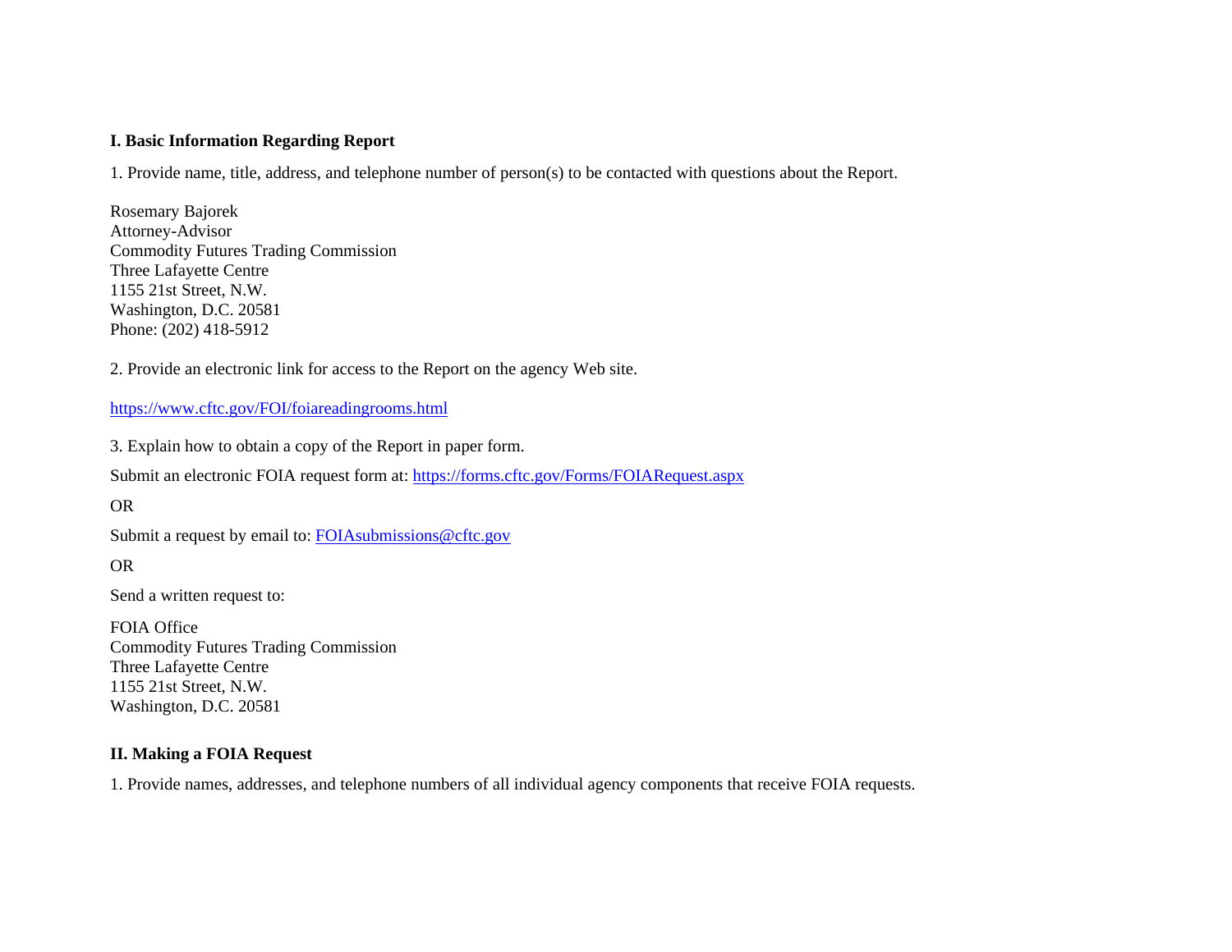## I. Basic Information Regarding Report

1. Provide name, title, address, and telephone number of person(s) to be contacted with questions about the Report.

Rosemary Bajorek
Attorney-Advisor
Commodity Futures Trading Commission
Three Lafayette Centre
1155 21st Street, N.W.
Washington, D.C. 20581
Phone: (202) 418-5912

2. Provide an electronic link for access to the Report on the agency Web site.

https://www.cftc.gov/FOI/foiareadingrooms.html

3. Explain how to obtain a copy of the Report in paper form.

Submit an electronic FOIA request form at: https://forms.cftc.gov/Forms/FOIARequest.aspx

OR

Submit a request by email to: FOIAsubmissions@cftc.gov

OR

Send a written request to:

FOIA Office
Commodity Futures Trading Commission
Three Lafayette Centre
1155 21st Street, N.W.
Washington, D.C. 20581

## II. Making a FOIA Request

1. Provide names, addresses, and telephone numbers of all individual agency components that receive FOIA requests.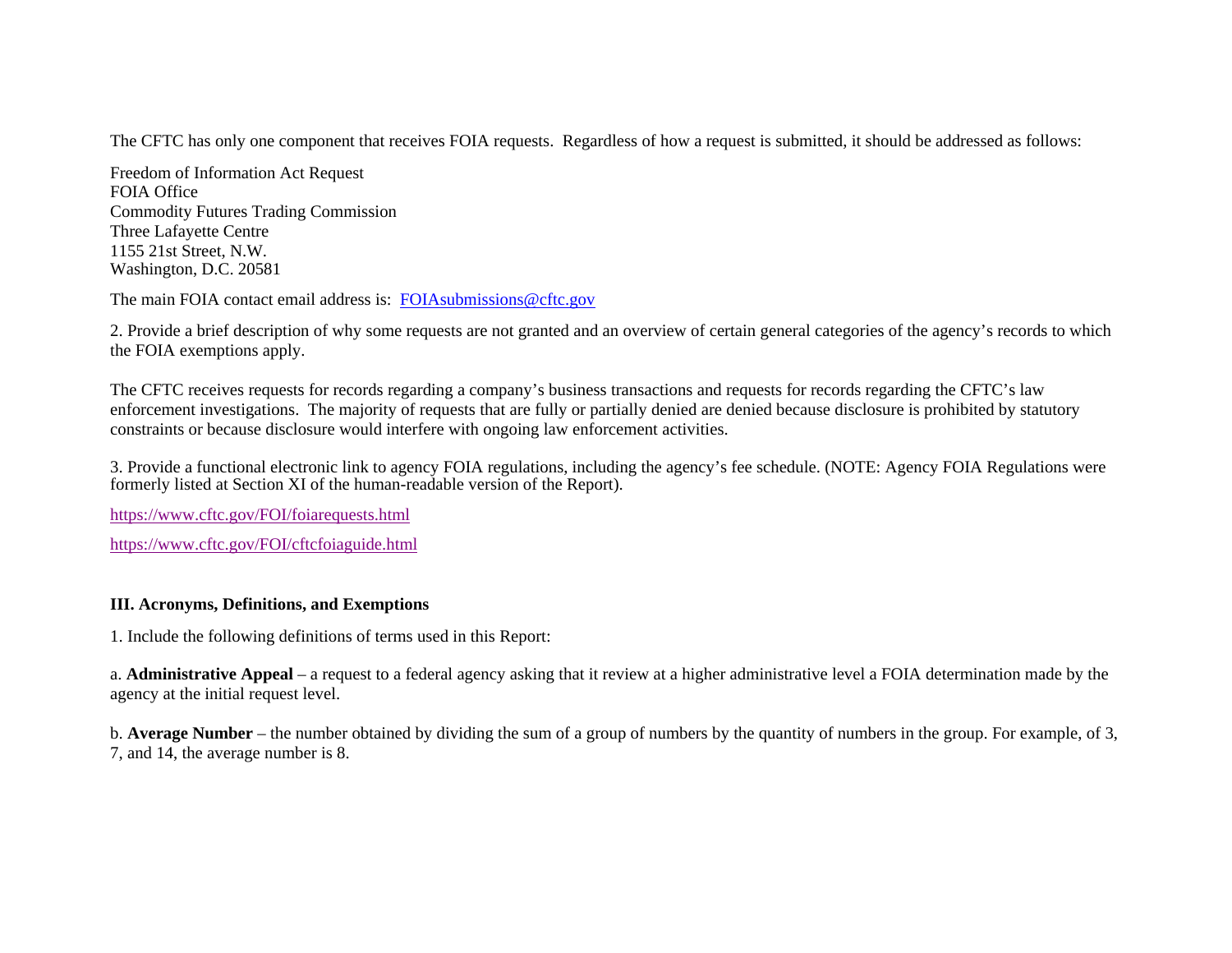The CFTC has only one component that receives FOIA requests. Regardless of how a request is submitted, it should be addressed as follows:

Freedom of Information Act Request
FOIA Office
Commodity Futures Trading Commission
Three Lafayette Centre
1155 21st Street, N.W.
Washington, D.C. 20581

The main FOIA contact email address is: FOIAsubmissions@cftc.gov

2. Provide a brief description of why some requests are not granted and an overview of certain general categories of the agency's records to which the FOIA exemptions apply.

The CFTC receives requests for records regarding a company's business transactions and requests for records regarding the CFTC's law enforcement investigations. The majority of requests that are fully or partially denied are denied because disclosure is prohibited by statutory constraints or because disclosure would interfere with ongoing law enforcement activities.

3. Provide a functional electronic link to agency FOIA regulations, including the agency's fee schedule. (NOTE: Agency FOIA Regulations were formerly listed at Section XI of the human-readable version of the Report).

https://www.cftc.gov/FOI/foiarequests.html

https://www.cftc.gov/FOI/cftcfoiaguide.html

## III. Acronyms, Definitions, and Exemptions

1. Include the following definitions of terms used in this Report:

a. **Administrative Appeal** – a request to a federal agency asking that it review at a higher administrative level a FOIA determination made by the agency at the initial request level.

b. **Average Number** – the number obtained by dividing the sum of a group of numbers by the quantity of numbers in the group. For example, of 3, 7, and 14, the average number is 8.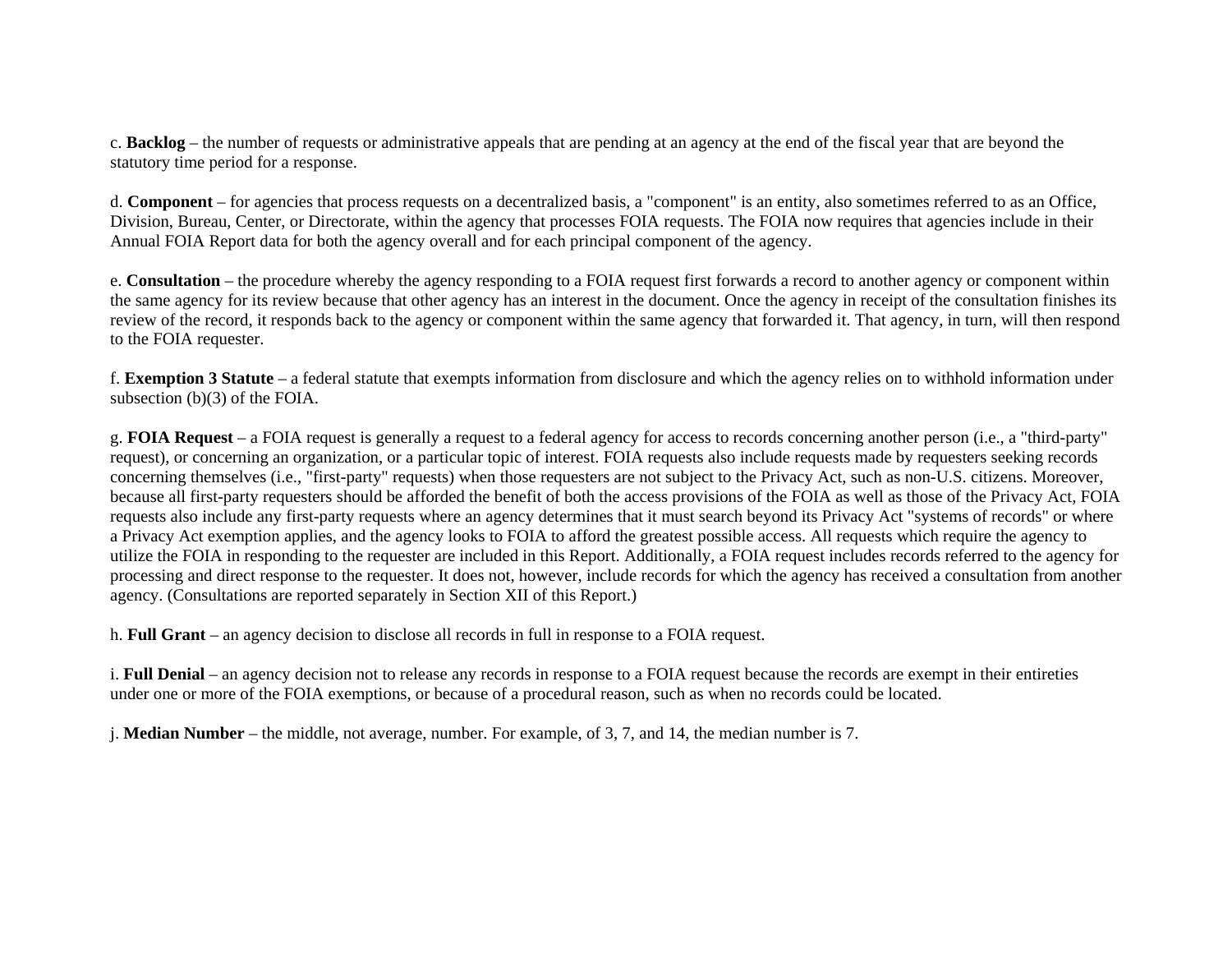c. **Backlog** – the number of requests or administrative appeals that are pending at an agency at the end of the fiscal year that are beyond the statutory time period for a response.

d. **Component** – for agencies that process requests on a decentralized basis, a "component" is an entity, also sometimes referred to as an Office, Division, Bureau, Center, or Directorate, within the agency that processes FOIA requests. The FOIA now requires that agencies include in their Annual FOIA Report data for both the agency overall and for each principal component of the agency.

e. **Consultation** – the procedure whereby the agency responding to a FOIA request first forwards a record to another agency or component within the same agency for its review because that other agency has an interest in the document. Once the agency in receipt of the consultation finishes its review of the record, it responds back to the agency or component within the same agency that forwarded it. That agency, in turn, will then respond to the FOIA requester.

f. **Exemption 3 Statute** – a federal statute that exempts information from disclosure and which the agency relies on to withhold information under subsection (b)(3) of the FOIA.

g. **FOIA Request** – a FOIA request is generally a request to a federal agency for access to records concerning another person (i.e., a "third-party" request), or concerning an organization, or a particular topic of interest. FOIA requests also include requests made by requesters seeking records concerning themselves (i.e., "first-party" requests) when those requesters are not subject to the Privacy Act, such as non-U.S. citizens. Moreover, because all first-party requesters should be afforded the benefit of both the access provisions of the FOIA as well as those of the Privacy Act, FOIA requests also include any first-party requests where an agency determines that it must search beyond its Privacy Act "systems of records" or where a Privacy Act exemption applies, and the agency looks to FOIA to afford the greatest possible access. All requests which require the agency to utilize the FOIA in responding to the requester are included in this Report. Additionally, a FOIA request includes records referred to the agency for processing and direct response to the requester. It does not, however, include records for which the agency has received a consultation from another agency. (Consultations are reported separately in Section XII of this Report.)

h. **Full Grant** – an agency decision to disclose all records in full in response to a FOIA request.

i. **Full Denial** – an agency decision not to release any records in response to a FOIA request because the records are exempt in their entireties under one or more of the FOIA exemptions, or because of a procedural reason, such as when no records could be located.

j. **Median Number** – the middle, not average, number. For example, of 3, 7, and 14, the median number is 7.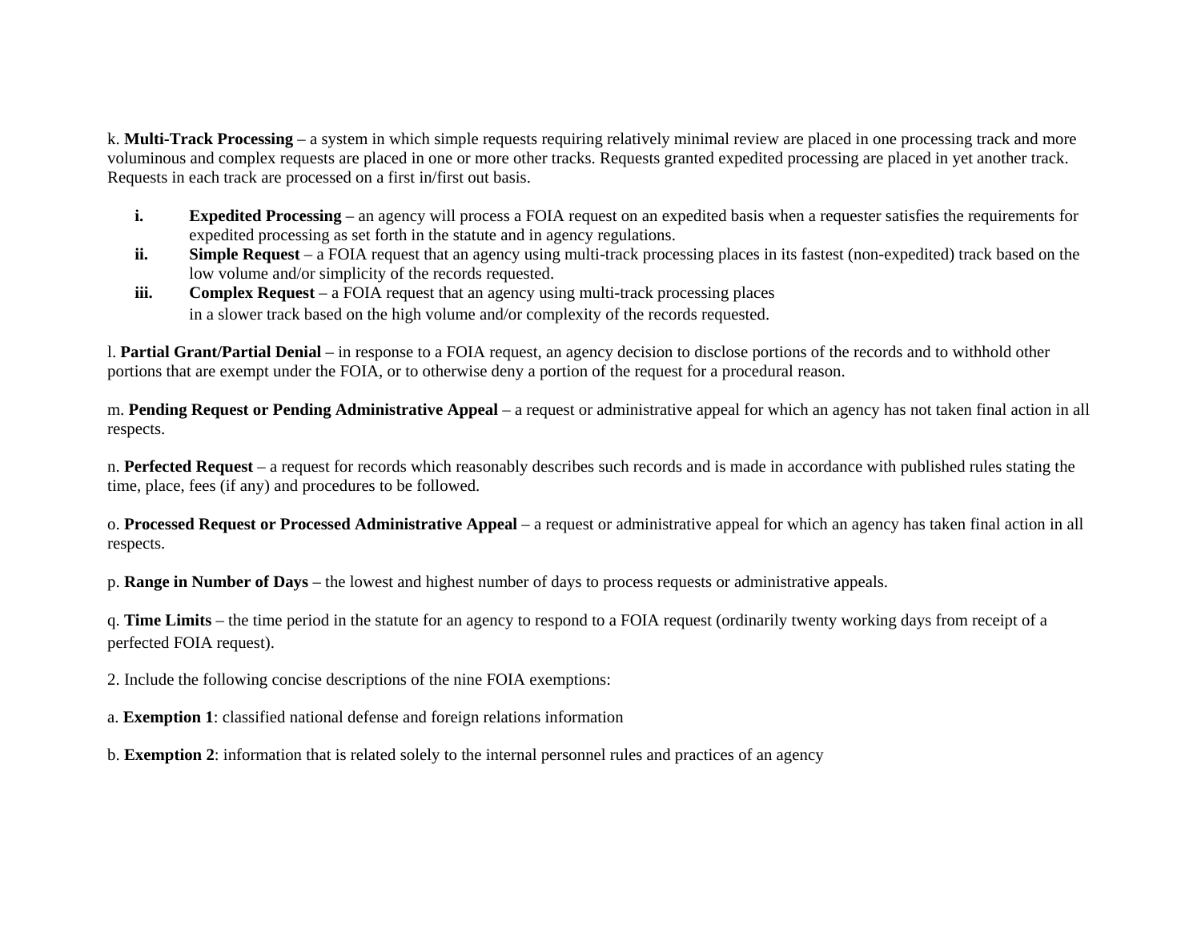k. **Multi-Track Processing** – a system in which simple requests requiring relatively minimal review are placed in one processing track and more voluminous and complex requests are placed in one or more other tracks. Requests granted expedited processing are placed in yet another track. Requests in each track are processed on a first in/first out basis.

i. **Expedited Processing** – an agency will process a FOIA request on an expedited basis when a requester satisfies the requirements for expedited processing as set forth in the statute and in agency regulations.

ii. **Simple Request** – a FOIA request that an agency using multi-track processing places in its fastest (non-expedited) track based on the low volume and/or simplicity of the records requested.

iii. **Complex Request** – a FOIA request that an agency using multi-track processing places in a slower track based on the high volume and/or complexity of the records requested.

l. **Partial Grant/Partial Denial** – in response to a FOIA request, an agency decision to disclose portions of the records and to withhold other portions that are exempt under the FOIA, or to otherwise deny a portion of the request for a procedural reason.

m. **Pending Request or Pending Administrative Appeal** – a request or administrative appeal for which an agency has not taken final action in all respects.

n. **Perfected Request** – a request for records which reasonably describes such records and is made in accordance with published rules stating the time, place, fees (if any) and procedures to be followed.

o. **Processed Request or Processed Administrative Appeal** – a request or administrative appeal for which an agency has taken final action in all respects.

p. **Range in Number of Days** – the lowest and highest number of days to process requests or administrative appeals.

q. **Time Limits** – the time period in the statute for an agency to respond to a FOIA request (ordinarily twenty working days from receipt of a perfected FOIA request).

2. Include the following concise descriptions of the nine FOIA exemptions:

a. **Exemption 1**: classified national defense and foreign relations information

b. **Exemption 2**: information that is related solely to the internal personnel rules and practices of an agency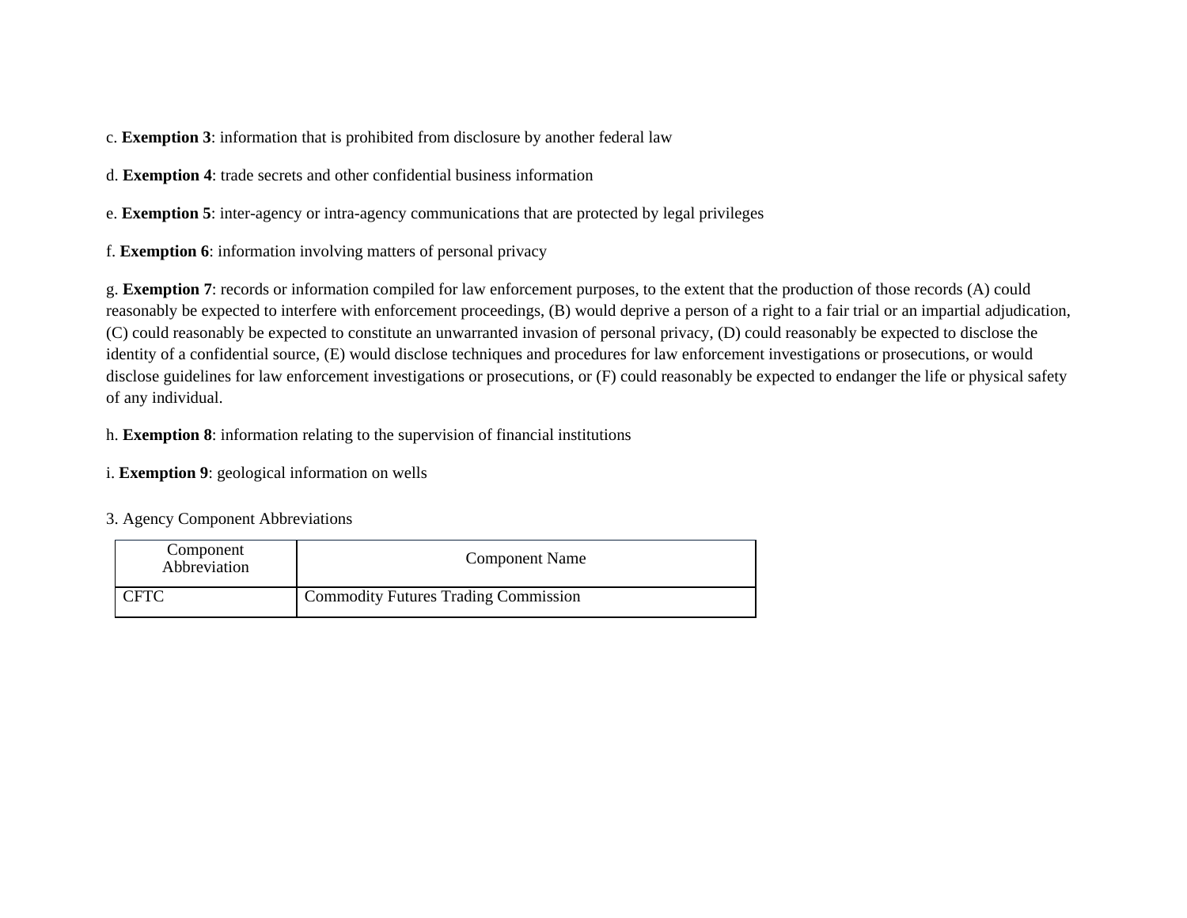c. **Exemption 3**: information that is prohibited from disclosure by another federal law

d. **Exemption 4**: trade secrets and other confidential business information

e. **Exemption 5**: inter-agency or intra-agency communications that are protected by legal privileges

f. **Exemption 6**: information involving matters of personal privacy

g. **Exemption 7**: records or information compiled for law enforcement purposes, to the extent that the production of those records (A) could reasonably be expected to interfere with enforcement proceedings, (B) would deprive a person of a right to a fair trial or an impartial adjudication, (C) could reasonably be expected to constitute an unwarranted invasion of personal privacy, (D) could reasonably be expected to disclose the identity of a confidential source, (E) would disclose techniques and procedures for law enforcement investigations or prosecutions, or would disclose guidelines for law enforcement investigations or prosecutions, or (F) could reasonably be expected to endanger the life or physical safety of any individual.

h. **Exemption 8**: information relating to the supervision of financial institutions

i. **Exemption 9**: geological information on wells

3. Agency Component Abbreviations

| Component Abbreviation | Component Name |
| --- | --- |
| CFTC | Commodity Futures Trading Commission |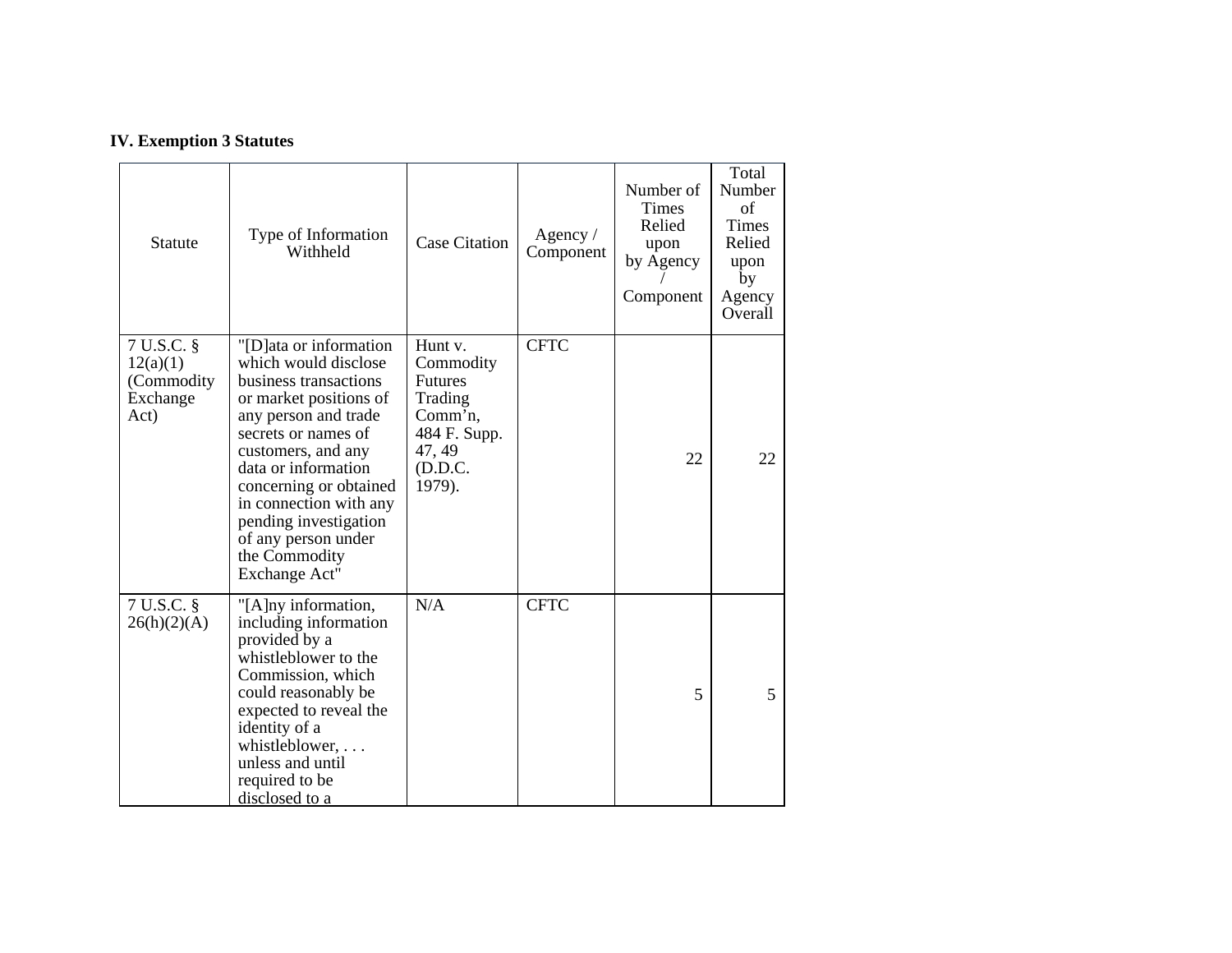**IV. Exemption 3 Statutes**

| Statute | Type of Information Withheld | Case Citation | Agency / Component | Number of Times Relied upon by Agency / Component | Total Number of Times Relied upon by Agency Overall |
|---|---|---|---|---|---|
| 7 U.S.C. § 12(a)(1) (Commodity Exchange Act) | "[D]ata or information which would disclose business transactions or market positions of any person and trade secrets or names of customers, and any data or information concerning or obtained in connection with any pending investigation of any person under the Commodity Exchange Act" | Hunt v. Commodity Futures Trading Comm'n, 484 F. Supp. 47, 49 (D.D.C. 1979). | CFTC | 22 | 22 |
| 7 U.S.C. § 26(h)(2)(A) | "[A]ny information, including information provided by a whistleblower to the Commission, which could reasonably be expected to reveal the identity of a whistleblower, . . . unless and until required to be disclosed to a | N/A | CFTC | 5 | 5 |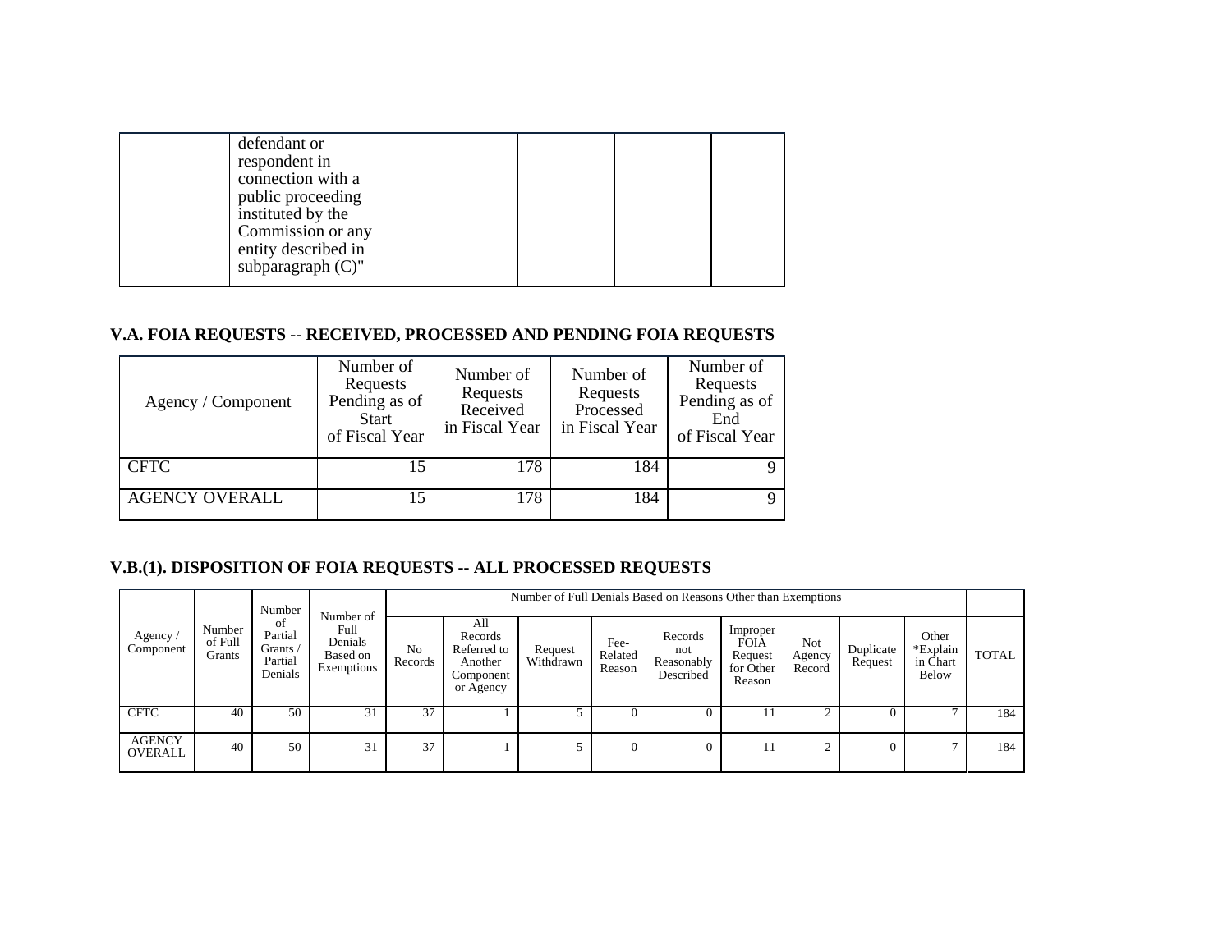| | defendant or respondent in connection with a public proceeding instituted by the Commission or any entity described in subparagraph (C)" | | | | |
|---|---|---|---|---|---|

### V.A. FOIA REQUESTS -- RECEIVED, PROCESSED AND PENDING FOIA REQUESTS

| Agency / Component | Number of Requests Pending as of Start of Fiscal Year | Number of Requests Received in Fiscal Year | Number of Requests Processed in Fiscal Year | Number of Requests Pending as of End of Fiscal Year |
|---|---|---|---|---|
| CFTC | 15 | 178 | 184 | 9 |
| AGENCY OVERALL | 15 | 178 | 184 | 9 |

### V.B.(1). DISPOSITION OF FOIA REQUESTS -- ALL PROCESSED REQUESTS

| Agency / Component | Number of Full Grants | Number of Partial Grants / Partial Denials | Number of Full Denials Based on Exemptions | Number of Full Denials Based on Reasons Other than Exemptions | | | | | | | | | TOTAL |
|---|---|---|---|---|---|---|---|---|---|---|---|---|---|
| | | | | No Records | All Records Referred to Another Component or Agency | Request Withdrawn | Fee-Related Reason | Records not Reasonably Described | Improper FOIA Request for Other Reason | Not Agency Record | Duplicate Request | Other *Explain in Chart Below | |
| CFTC | 40 | 50 | 31 | 37 | 1 | 5 | 0 | 0 | 11 | 2 | 0 | 7 | 184 |
| AGENCY OVERALL | 40 | 50 | 31 | 37 | 1 | 5 | 0 | 0 | 11 | 2 | 0 | 7 | 184 |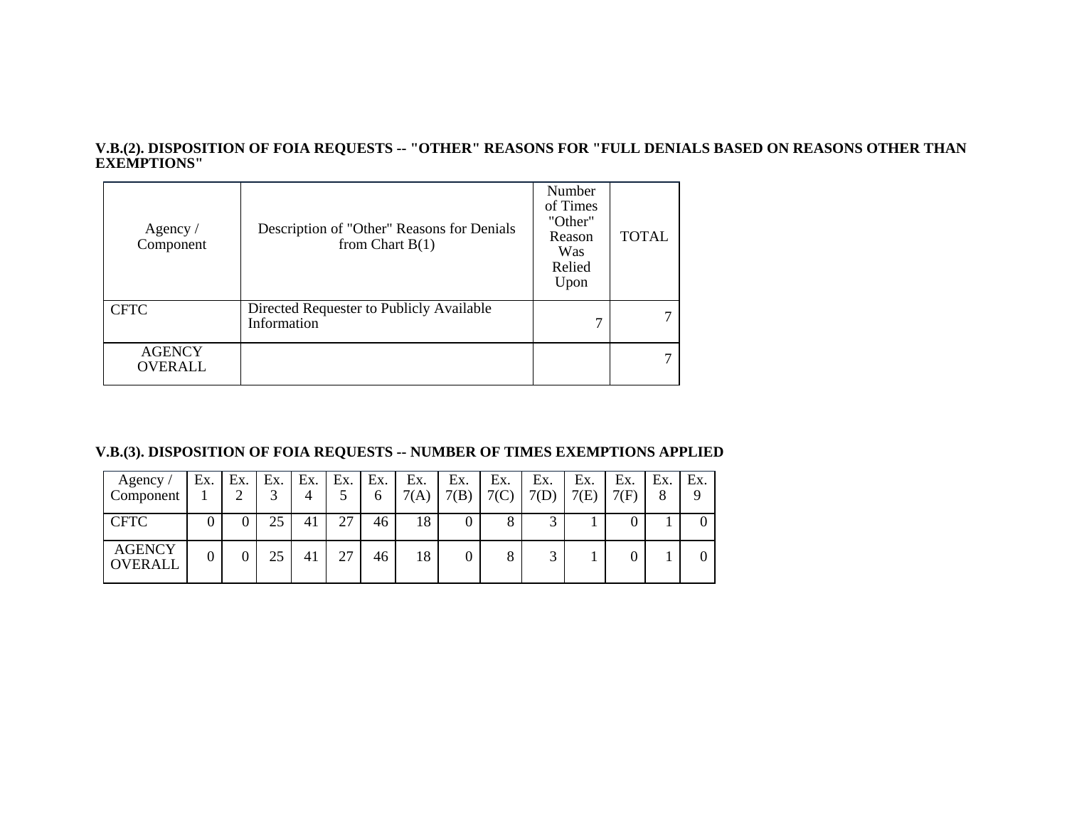### V.B.(2). DISPOSITION OF FOIA REQUESTS -- "OTHER" REASONS FOR "FULL DENIALS BASED ON REASONS OTHER THAN EXEMPTIONS"

| Agency / Component | Description of "Other" Reasons for Denials from Chart B(1) | Number of Times "Other" Reason Was Relied Upon | TOTAL |
|---|---|---|---|
| CFTC | Directed Requester to Publicly Available Information | 7 | 7 |
| AGENCY OVERALL | | | 7 |

### V.B.(3). DISPOSITION OF FOIA REQUESTS -- NUMBER OF TIMES EXEMPTIONS APPLIED

| Agency / Component | Ex. 1 | Ex. 2 | Ex. 3 | Ex. 4 | Ex. 5 | Ex. 6 | Ex. 7(A) | Ex. 7(B) | Ex. 7(C) | Ex. 7(D) | Ex. 7(E) | Ex. 7(F) | Ex. 8 | Ex. 9 |
|---|---|---|---|---|---|---|---|---|---|---|---|---|---|---|
| CFTC | 0 | 0 | 25 | 41 | 27 | 46 | 18 | 0 | 8 | 3 | 1 | 0 | 1 | 0 |
| AGENCY OVERALL | 0 | 0 | 25 | 41 | 27 | 46 | 18 | 0 | 8 | 3 | 1 | 0 | 1 | 0 |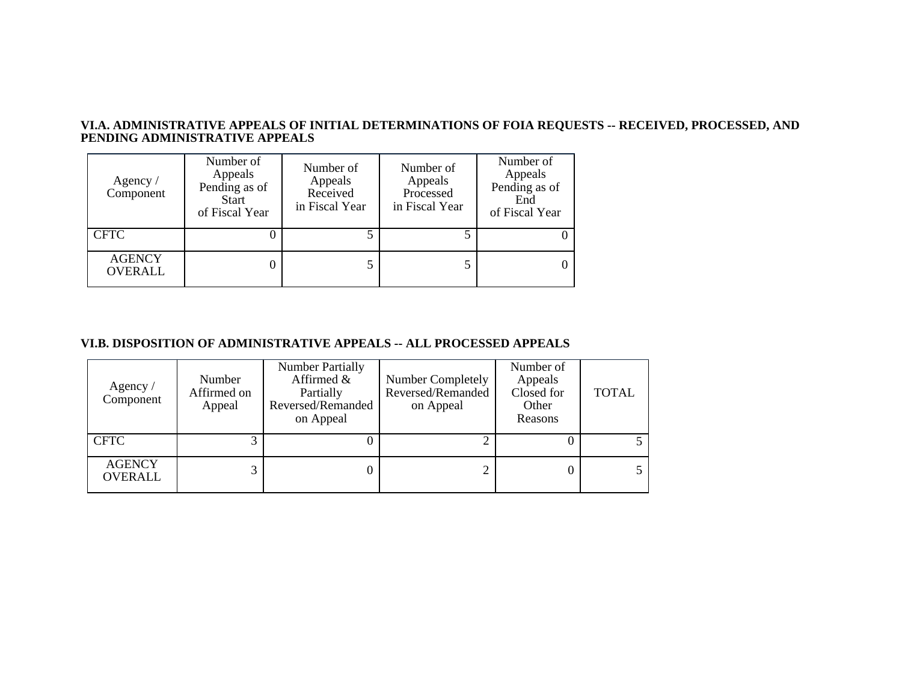### VI.A. ADMINISTRATIVE APPEALS OF INITIAL DETERMINATIONS OF FOIA REQUESTS -- RECEIVED, PROCESSED, AND PENDING ADMINISTRATIVE APPEALS

| Agency / Component | Number of Appeals Pending as of Start of Fiscal Year | Number of Appeals Received in Fiscal Year | Number of Appeals Processed in Fiscal Year | Number of Appeals Pending as of End of Fiscal Year |
|---|---|---|---|---|
| CFTC | 0 | 5 | 5 | 0 |
| AGENCY OVERALL | 0 | 5 | 5 | 0 |

### VI.B. DISPOSITION OF ADMINISTRATIVE APPEALS -- ALL PROCESSED APPEALS

| Agency / Component | Number Affirmed on Appeal | Number Partially Affirmed & Partially Reversed/Remanded on Appeal | Number Completely Reversed/Remanded on Appeal | Number of Appeals Closed for Other Reasons | TOTAL |
|---|---|---|---|---|---|
| CFTC | 3 | 0 | 2 | 0 | 5 |
| AGENCY OVERALL | 3 | 0 | 2 | 0 | 5 |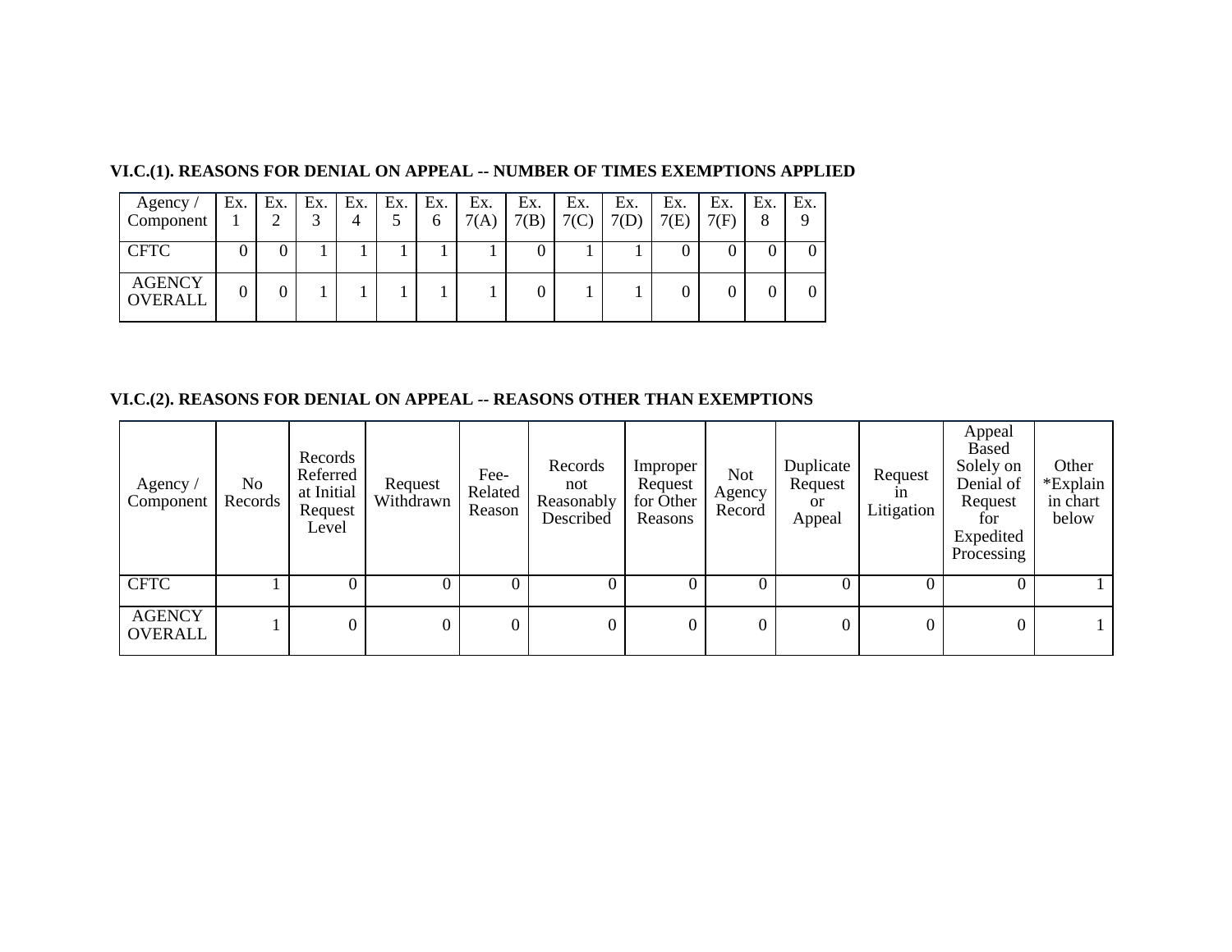### VI.C.(1). REASONS FOR DENIAL ON APPEAL -- NUMBER OF TIMES EXEMPTIONS APPLIED

| Agency / Component | Ex. 1 | Ex. 2 | Ex. 3 | Ex. 4 | Ex. 5 | Ex. 6 | Ex. 7(A) | Ex. 7(B) | Ex. 7(C) | Ex. 7(D) | Ex. 7(E) | Ex. 7(F) | Ex. 8 | Ex. 9 |
|---|---|---|---|---|---|---|---|---|---|---|---|---|---|---|
| CFTC | 0 | 0 | 1 | 1 | 1 | 1 | 1 | 0 | 1 | 1 | 0 | 0 | 0 | 0 |
| AGENCY OVERALL | 0 | 0 | 1 | 1 | 1 | 1 | 1 | 0 | 1 | 1 | 0 | 0 | 0 | 0 |

### VI.C.(2). REASONS FOR DENIAL ON APPEAL -- REASONS OTHER THAN EXEMPTIONS

| Agency / Component | No Records | Records Referred at Initial Request Level | Request Withdrawn | Fee-Related Reason | Records not Reasonably Described | Improper Request for Other Reasons | Not Agency Record | Duplicate Request or Appeal | Request in Litigation | Appeal Based Solely on Denial of Request for Expedited Processing | Other *Explain in chart below |
|---|---|---|---|---|---|---|---|---|---|---|---|
| CFTC | 1 | 0 | 0 | 0 | 0 | 0 | 0 | 0 | 0 | 0 | 1 |
| AGENCY OVERALL | 1 | 0 | 0 | 0 | 0 | 0 | 0 | 0 | 0 | 0 | 1 |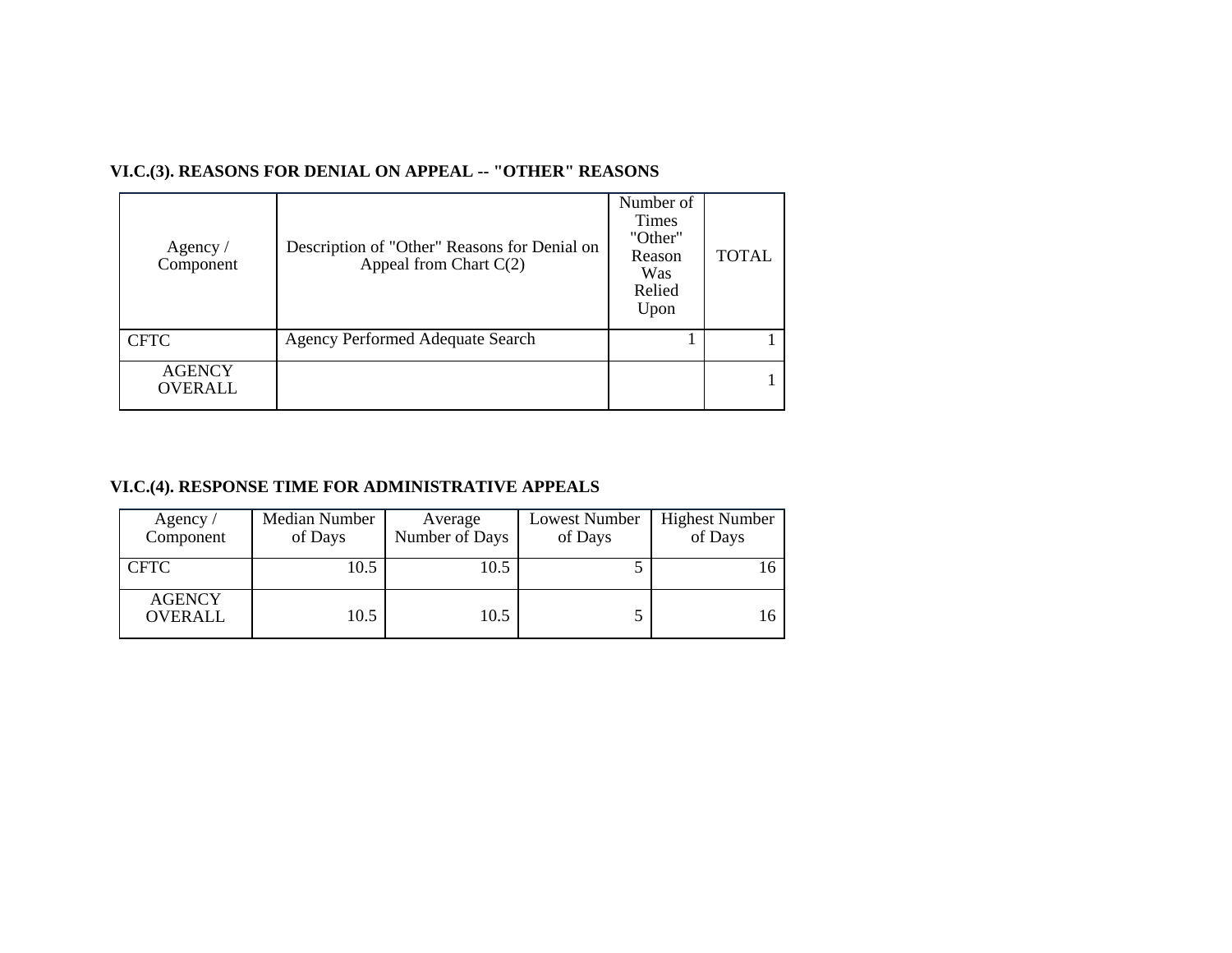**VI.C.(3). REASONS FOR DENIAL ON APPEAL -- "OTHER" REASONS**

| Agency / Component | Description of "Other" Reasons for Denial on Appeal from Chart C(2) | Number of Times "Other" Reason Was Relied Upon | TOTAL |
|---|---|---|---|
| CFTC | Agency Performed Adequate Search | 1 | 1 |
| AGENCY OVERALL | | | 1 |

**VI.C.(4). RESPONSE TIME FOR ADMINISTRATIVE APPEALS**

| Agency / Component | Median Number of Days | Average Number of Days | Lowest Number of Days | Highest Number of Days |
|---|---|---|---|---|
| CFTC | 10.5 | 10.5 | 5 | 16 |
| AGENCY OVERALL | 10.5 | 10.5 | 5 | 16 |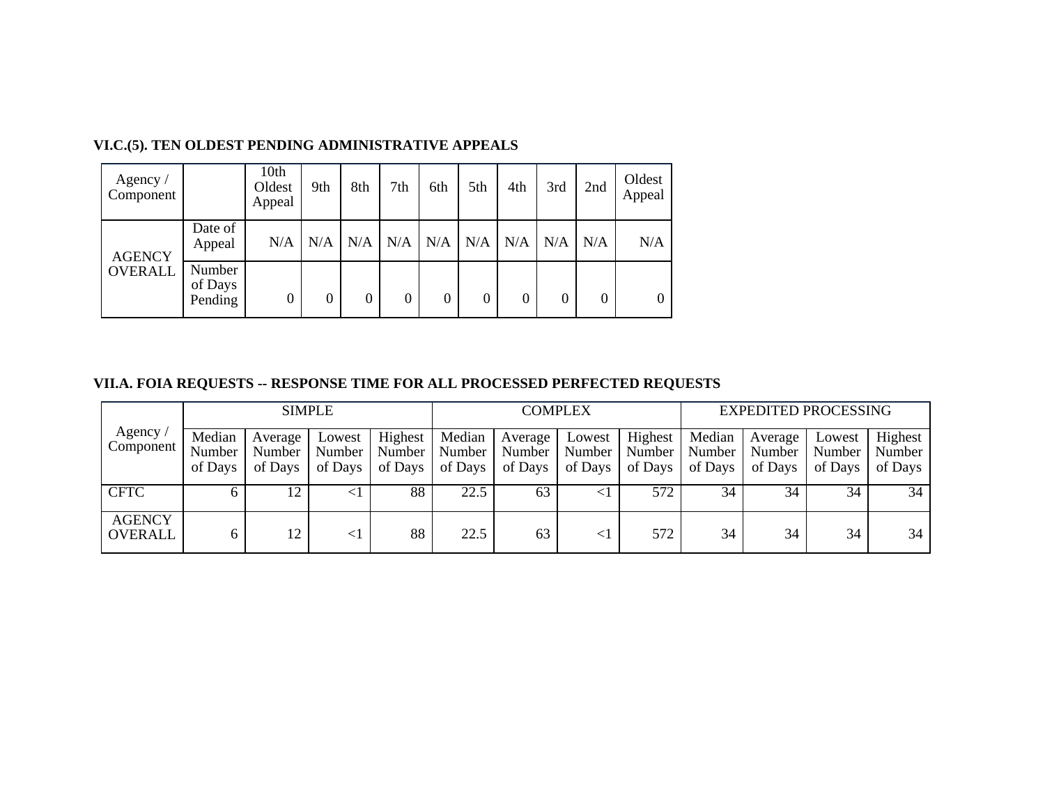### VI.C.(5). TEN OLDEST PENDING ADMINISTRATIVE APPEALS

| Agency / Component | | 10th Oldest Appeal | 9th | 8th | 7th | 6th | 5th | 4th | 3rd | 2nd | Oldest Appeal |
|---|---|---|---|---|---|---|---|---|---|---|---|
| AGENCY OVERALL | Date of Appeal | N/A | N/A | N/A | N/A | N/A | N/A | N/A | N/A | N/A | N/A |
| | Number of Days Pending | 0 | 0 | 0 | 0 | 0 | 0 | 0 | 0 | 0 | 0 |

### VII.A. FOIA REQUESTS -- RESPONSE TIME FOR ALL PROCESSED PERFECTED REQUESTS

| Agency / Component | SIMPLE | | | | COMPLEX | | | | EXPEDITED PROCESSING | | | |
|---|---|---|---|---|---|---|---|---|---|---|---|---|
| | Median Number of Days | Average Number of Days | Lowest Number of Days | Highest Number of Days | Median Number of Days | Average Number of Days | Lowest Number of Days | Highest Number of Days | Median Number of Days | Average Number of Days | Lowest Number of Days | Highest Number of Days |
| CFTC | 6 | 12 | <1 | 88 | 22.5 | 63 | <1 | 572 | 34 | 34 | 34 | 34 |
| AGENCY OVERALL | 6 | 12 | <1 | 88 | 22.5 | 63 | <1 | 572 | 34 | 34 | 34 | 34 |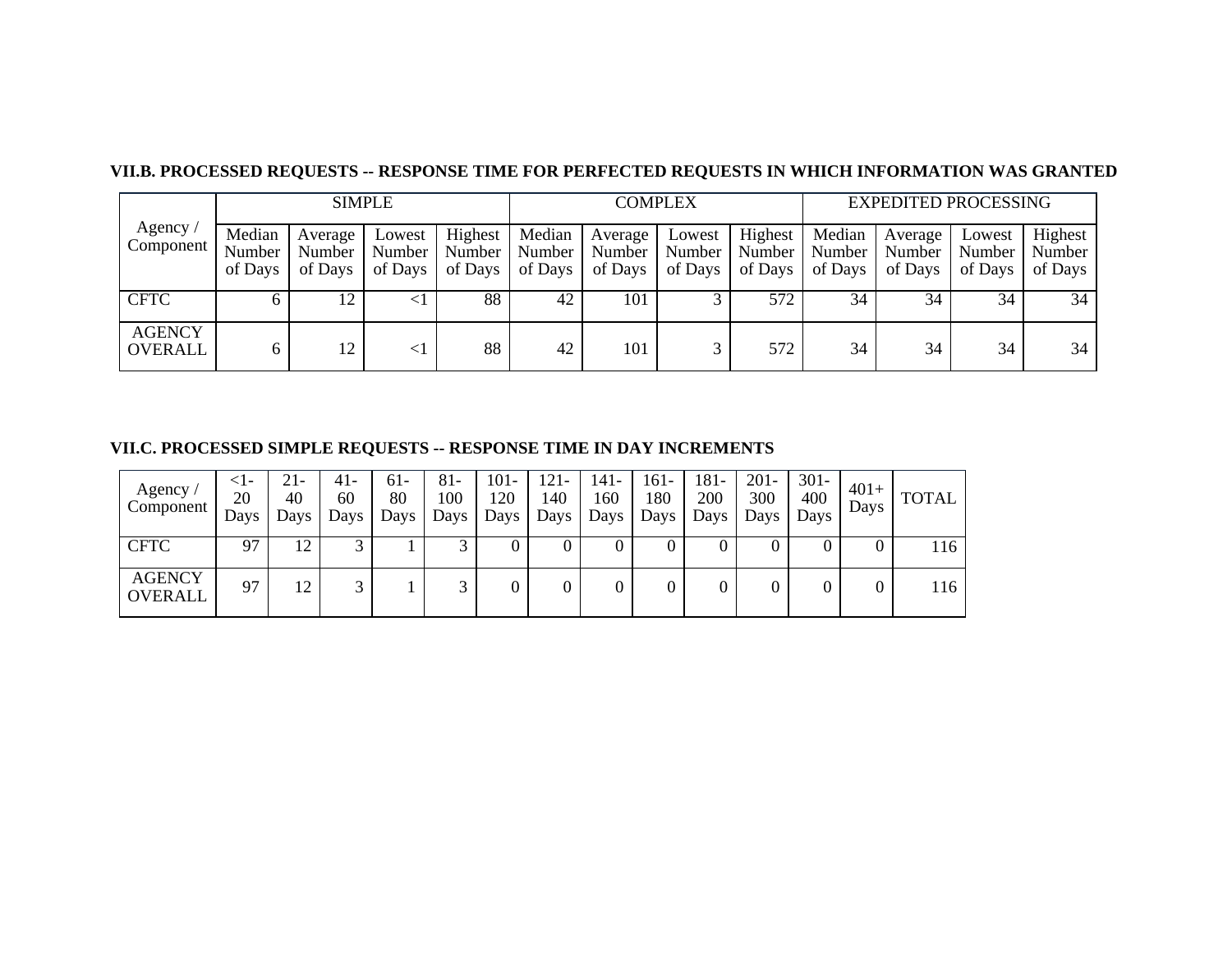**VII.B. PROCESSED REQUESTS -- RESPONSE TIME FOR PERFECTED REQUESTS IN WHICH INFORMATION WAS GRANTED**

| Agency / Component | SIMPLE | | | | COMPLEX | | | | EXPEDITED PROCESSING | | | |
|---|---|---|---|---|---|---|---|---|---|---|---|---|
| | Median Number of Days | Average Number of Days | Lowest Number of Days | Highest Number of Days | Median Number of Days | Average Number of Days | Lowest Number of Days | Highest Number of Days | Median Number of Days | Average Number of Days | Lowest Number of Days | Highest Number of Days |
| CFTC | 6 | 12 | <1 | 88 | 42 | 101 | 3 | 572 | 34 | 34 | 34 | 34 |
| AGENCY OVERALL | 6 | 12 | <1 | 88 | 42 | 101 | 3 | 572 | 34 | 34 | 34 | 34 |

**VII.C. PROCESSED SIMPLE REQUESTS -- RESPONSE TIME IN DAY INCREMENTS**

| Agency / Component | <1-20 Days | 21-40 Days | 41-60 Days | 61-80 Days | 81-100 Days | 101-120 Days | 121-140 Days | 141-160 Days | 161-180 Days | 181-200 Days | 201-300 Days | 301-400 Days | 401+ Days | TOTAL |
|---|---|---|---|---|---|---|---|---|---|---|---|---|---|---|
| CFTC | 97 | 12 | 3 | 1 | 3 | 0 | 0 | 0 | 0 | 0 | 0 | 0 | 0 | 116 |
| AGENCY OVERALL | 97 | 12 | 3 | 1 | 3 | 0 | 0 | 0 | 0 | 0 | 0 | 0 | 0 | 116 |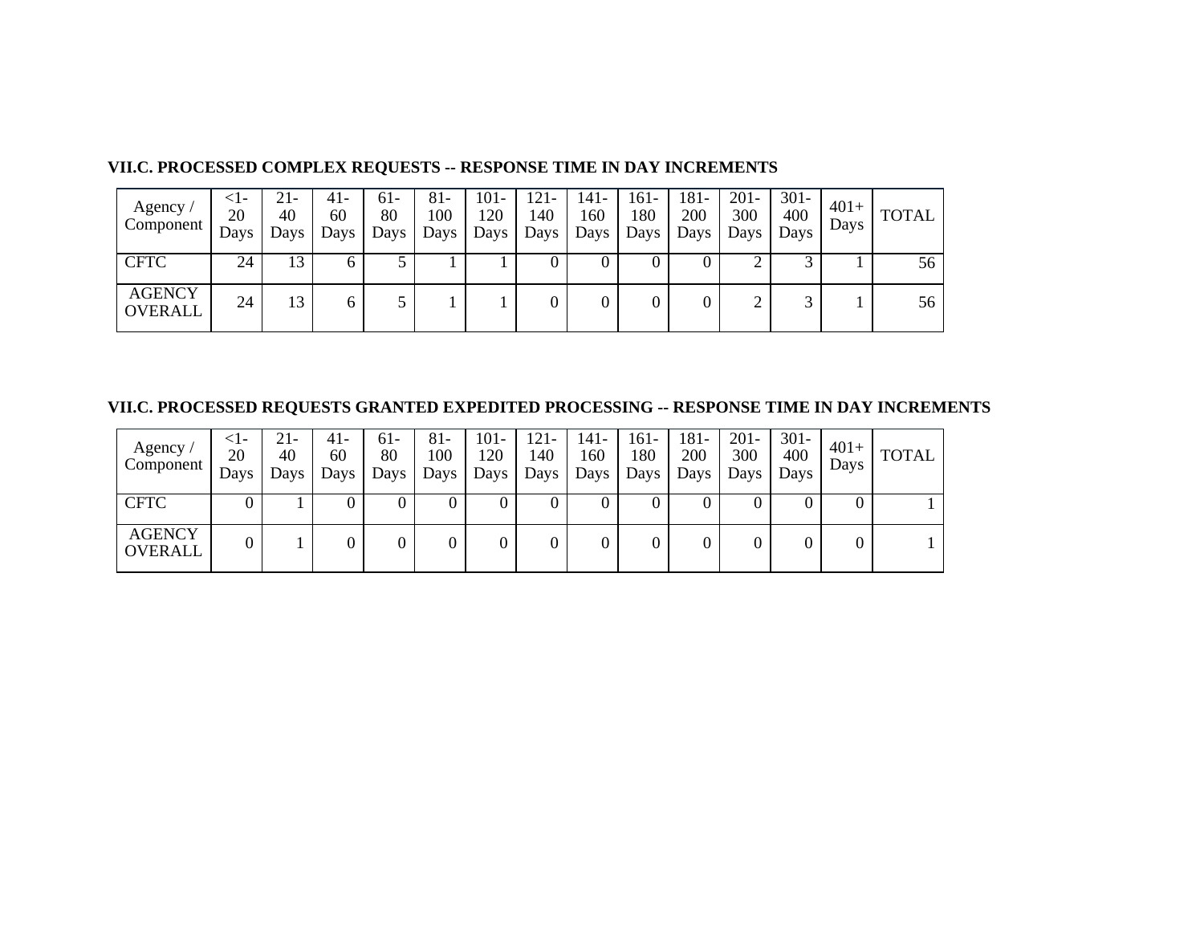**VII.C. PROCESSED COMPLEX REQUESTS -- RESPONSE TIME IN DAY INCREMENTS**

| Agency / Component | <1-20 Days | 21-40 Days | 41-60 Days | 61-80 Days | 81-100 Days | 101-120 Days | 121-140 Days | 141-160 Days | 161-180 Days | 181-200 Days | 201-300 Days | 301-400 Days | 401+ Days | TOTAL |
|---|---|---|---|---|---|---|---|---|---|---|---|---|---|---|
| CFTC | 24 | 13 | 6 | 5 | 1 | 1 | 0 | 0 | 0 | 0 | 2 | 3 | 1 | 56 |
| AGENCY OVERALL | 24 | 13 | 6 | 5 | 1 | 1 | 0 | 0 | 0 | 0 | 2 | 3 | 1 | 56 |

**VII.C. PROCESSED REQUESTS GRANTED EXPEDITED PROCESSING -- RESPONSE TIME IN DAY INCREMENTS**

| Agency / Component | <1-20 Days | 21-40 Days | 41-60 Days | 61-80 Days | 81-100 Days | 101-120 Days | 121-140 Days | 141-160 Days | 161-180 Days | 181-200 Days | 201-300 Days | 301-400 Days | 401+ Days | TOTAL |
|---|---|---|---|---|---|---|---|---|---|---|---|---|---|---|
| CFTC | 0 | 1 | 0 | 0 | 0 | 0 | 0 | 0 | 0 | 0 | 0 | 0 | 0 | 1 |
| AGENCY OVERALL | 0 | 1 | 0 | 0 | 0 | 0 | 0 | 0 | 0 | 0 | 0 | 0 | 0 | 1 |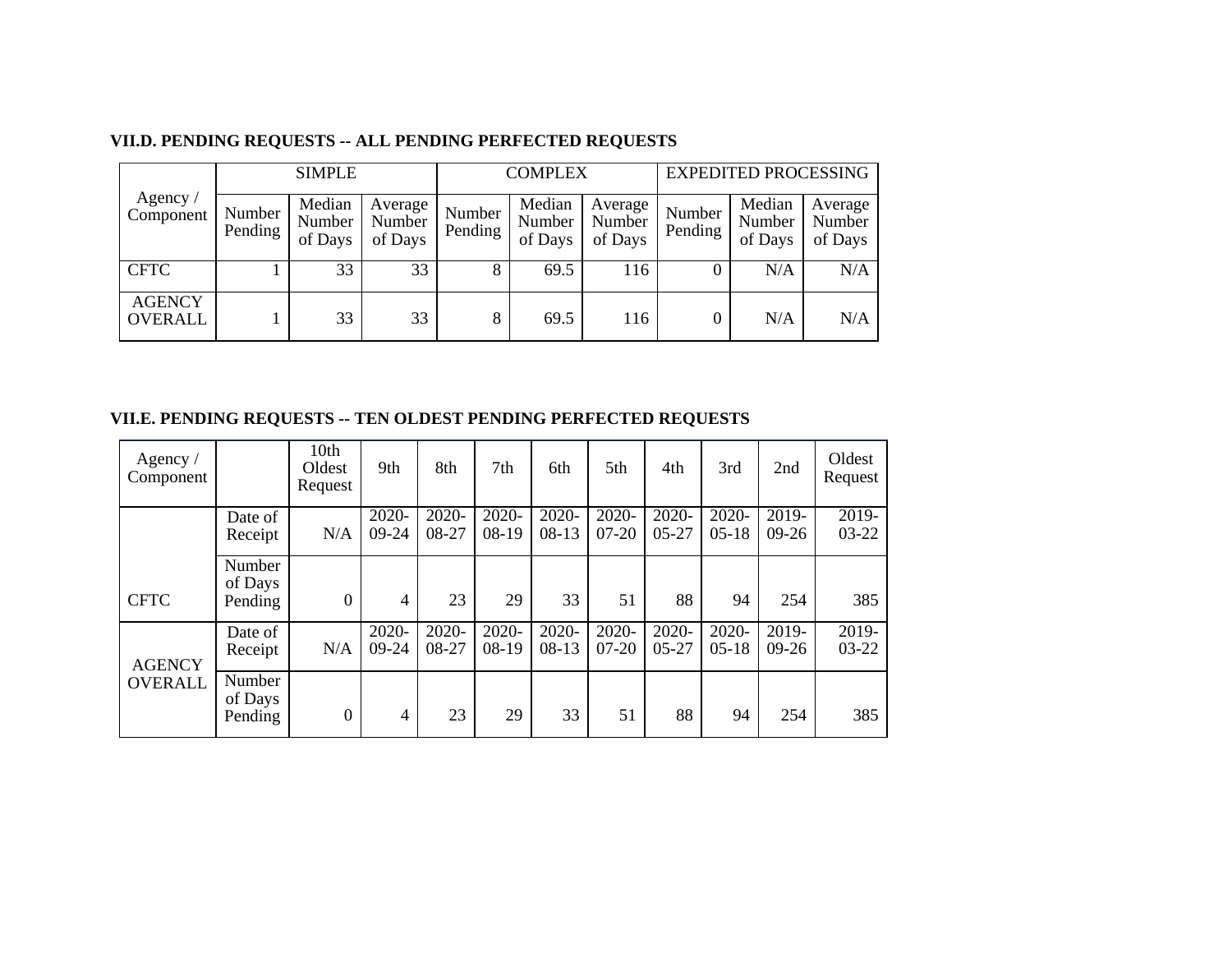**VII.D. PENDING REQUESTS -- ALL PENDING PERFECTED REQUESTS**

| Agency / Component | SIMPLE | | | COMPLEX | | | EXPEDITED PROCESSING | | |
|---|---|---|---|---|---|---|---|---|---|
| | Number Pending | Median Number of Days | Average Number of Days | Number Pending | Median Number of Days | Average Number of Days | Number Pending | Median Number of Days | Average Number of Days |
| CFTC | 1 | 33 | 33 | 8 | 69.5 | 116 | 0 | N/A | N/A |
| AGENCY OVERALL | 1 | 33 | 33 | 8 | 69.5 | 116 | 0 | N/A | N/A |

**VII.E. PENDING REQUESTS -- TEN OLDEST PENDING PERFECTED REQUESTS**

| Agency / Component | | 10th Oldest Request | 9th | 8th | 7th | 6th | 5th | 4th | 3rd | 2nd | Oldest Request |
|---|---|---|---|---|---|---|---|---|---|---|---|
| CFTC | Date of Receipt | N/A | 2020-09-24 | 2020-08-27 | 2020-08-19 | 2020-08-13 | 2020-07-20 | 2020-05-27 | 2020-05-18 | 2019-09-26 | 2019-03-22 |
| | Number of Days Pending | 0 | 4 | 23 | 29 | 33 | 51 | 88 | 94 | 254 | 385 |
| AGENCY OVERALL | Date of Receipt | N/A | 2020-09-24 | 2020-08-27 | 2020-08-19 | 2020-08-13 | 2020-07-20 | 2020-05-27 | 2020-05-18 | 2019-09-26 | 2019-03-22 |
| | Number of Days Pending | 0 | 4 | 23 | 29 | 33 | 51 | 88 | 94 | 254 | 385 |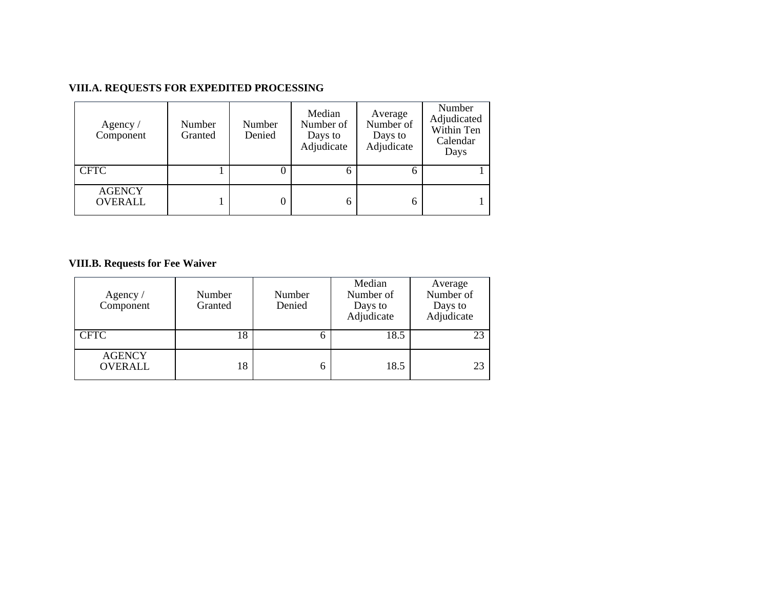### VIII.A. REQUESTS FOR EXPEDITED PROCESSING

| Agency / Component | Number Granted | Number Denied | Median Number of Days to Adjudicate | Average Number of Days to Adjudicate | Number Adjudicated Within Ten Calendar Days |
|---|---|---|---|---|---|
| CFTC | 1 | 0 | 6 | 6 | 1 |
| AGENCY OVERALL | 1 | 0 | 6 | 6 | 1 |

### VIII.B. Requests for Fee Waiver

| Agency / Component | Number Granted | Number Denied | Median Number of Days to Adjudicate | Average Number of Days to Adjudicate |
|---|---|---|---|---|
| CFTC | 18 | 6 | 18.5 | 23 |
| AGENCY OVERALL | 18 | 6 | 18.5 | 23 |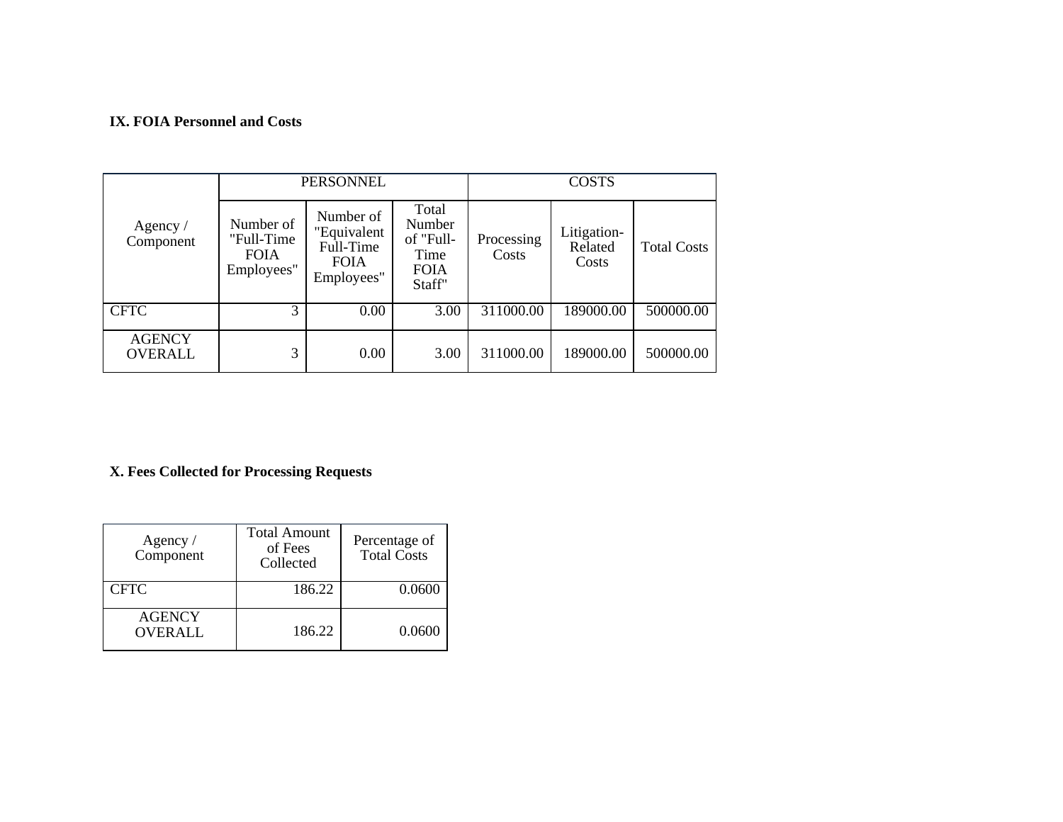### IX. FOIA Personnel and Costs

| Agency / Component | PERSONNEL | | | COSTS | | |
|---|---|---|---|---|---|---|
| | Number of "Full-Time FOIA Employees" | Number of "Equivalent Full-Time FOIA Employees" | Total Number of "Full-Time FOIA Staff" | Processing Costs | Litigation-Related Costs | Total Costs |
| CFTC | 3 | 0.00 | 3.00 | 311000.00 | 189000.00 | 500000.00 |
| AGENCY OVERALL | 3 | 0.00 | 3.00 | 311000.00 | 189000.00 | 500000.00 |

### X. Fees Collected for Processing Requests

| Agency / Component | Total Amount of Fees Collected | Percentage of Total Costs |
|---|---|---|
| CFTC | 186.22 | 0.0600 |
| AGENCY OVERALL | 186.22 | 0.0600 |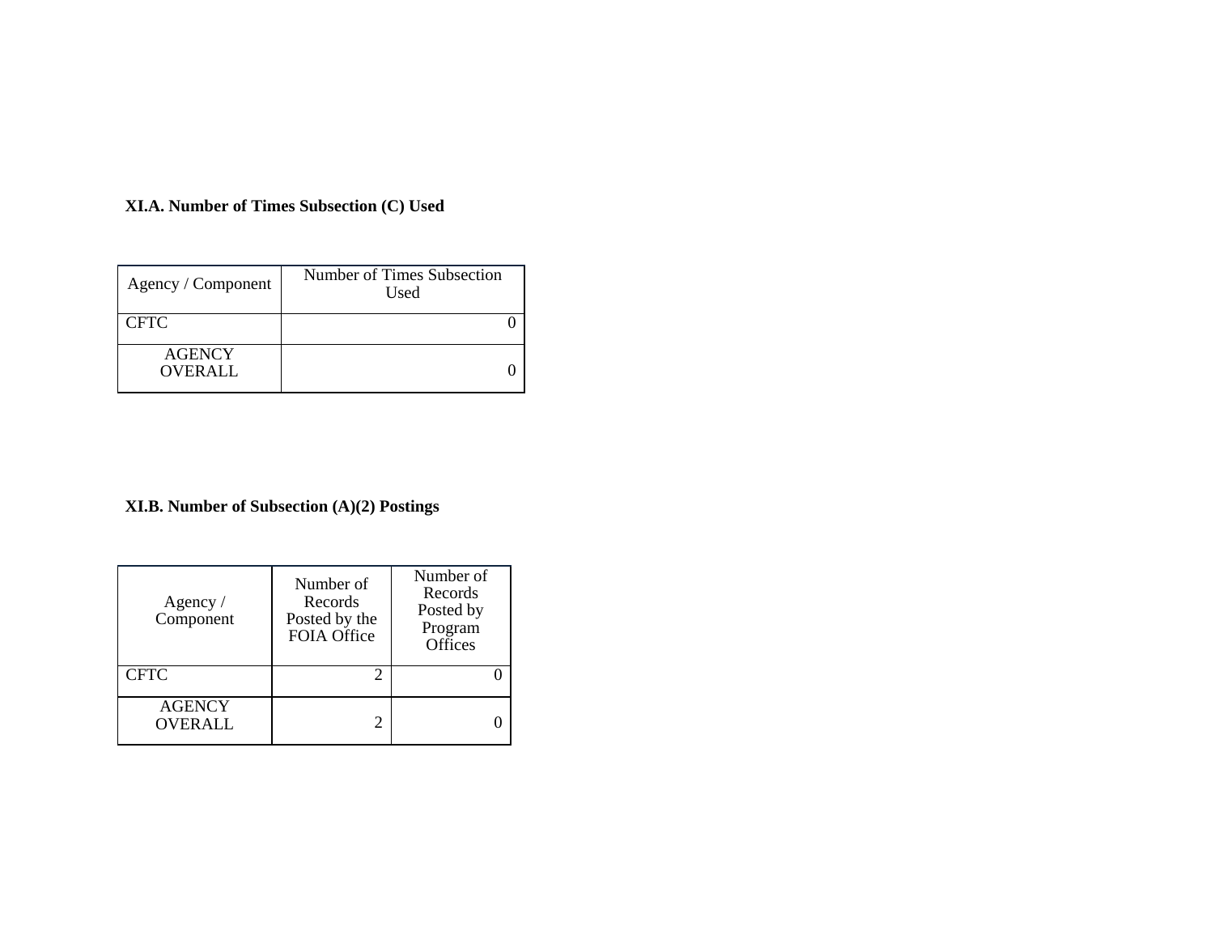**XI.A. Number of Times Subsection (C) Used**

| Agency / Component | Number of Times Subsection Used |
|---|---|
| CFTC | 0 |
| AGENCY OVERALL | 0 |

**XI.B. Number of Subsection (A)(2) Postings**

| Agency / Component | Number of Records Posted by the FOIA Office | Number of Records Posted by Program Offices |
|---|---|---|
| CFTC | 2 | 0 |
| AGENCY OVERALL | 2 | 0 |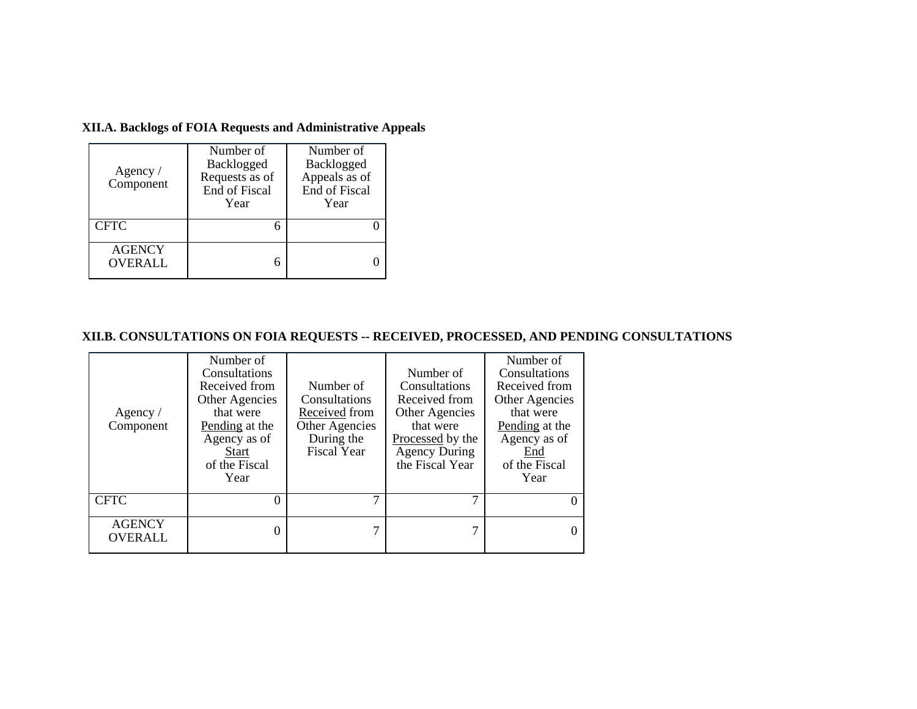**XII.A. Backlogs of FOIA Requests and Administrative Appeals**

| Agency / Component | Number of Backlogged Requests as of End of Fiscal Year | Number of Backlogged Appeals as of End of Fiscal Year |
|---|---|---|
| CFTC | 6 | 0 |
| AGENCY OVERALL | 6 | 0 |

**XII.B. CONSULTATIONS ON FOIA REQUESTS -- RECEIVED, PROCESSED, AND PENDING CONSULTATIONS**

| Agency / Component | Number of Consultations Received from Other Agencies that were Pending at the Agency as of Start of the Fiscal Year | Number of Consultations Received from Other Agencies During the Fiscal Year | Number of Consultations Received from Other Agencies that were Processed by the Agency During the Fiscal Year | Number of Consultations Received from Other Agencies that were Pending at the Agency as of End of the Fiscal Year |
|---|---|---|---|---|
| CFTC | 0 | 7 | 7 | 0 |
| AGENCY OVERALL | 0 | 7 | 7 | 0 |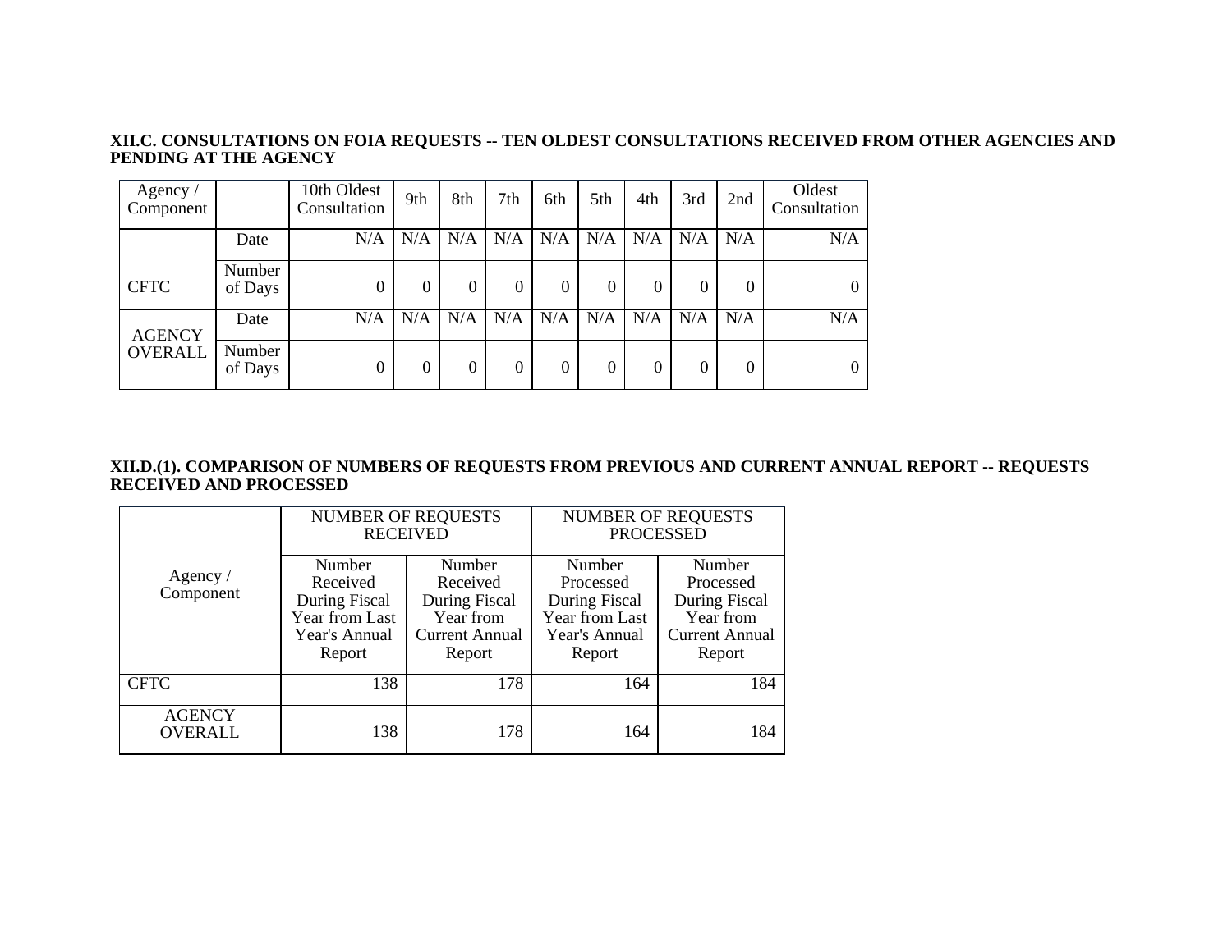**XII.C. CONSULTATIONS ON FOIA REQUESTS -- TEN OLDEST CONSULTATIONS RECEIVED FROM OTHER AGENCIES AND PENDING AT THE AGENCY**

| Agency / Component | | 10th Oldest Consultation | 9th | 8th | 7th | 6th | 5th | 4th | 3rd | 2nd | Oldest Consultation |
|---|---|---|---|---|---|---|---|---|---|---|---|
| CFTC | Date | N/A | N/A | N/A | N/A | N/A | N/A | N/A | N/A | N/A | N/A |
| | Number of Days | 0 | 0 | 0 | 0 | 0 | 0 | 0 | 0 | 0 | 0 |
| AGENCY OVERALL | Date | N/A | N/A | N/A | N/A | N/A | N/A | N/A | N/A | N/A | N/A |
| | Number of Days | 0 | 0 | 0 | 0 | 0 | 0 | 0 | 0 | 0 | 0 |

**XII.D.(1). COMPARISON OF NUMBERS OF REQUESTS FROM PREVIOUS AND CURRENT ANNUAL REPORT -- REQUESTS RECEIVED AND PROCESSED**

| Agency / Component | NUMBER OF REQUESTS RECEIVED | | NUMBER OF REQUESTS PROCESSED | |
|---|---|---|---|---|
| | Number Received During Fiscal Year from Last Year's Annual Report | Number Received During Fiscal Year from Current Annual Report | Number Processed During Fiscal Year from Last Year's Annual Report | Number Processed During Fiscal Year from Current Annual Report |
| CFTC | 138 | 178 | 164 | 184 |
| AGENCY OVERALL | 138 | 178 | 164 | 184 |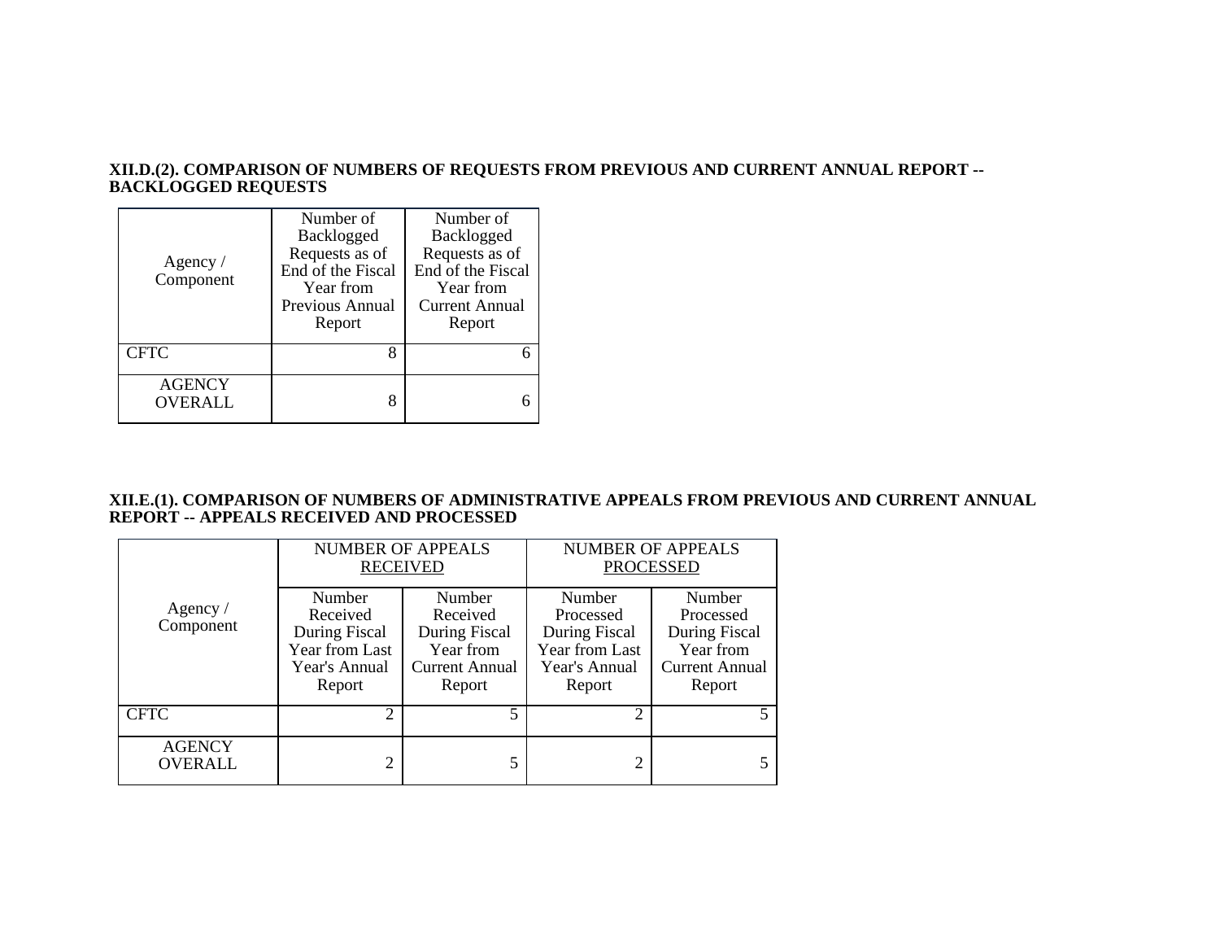### XII.D.(2). COMPARISON OF NUMBERS OF REQUESTS FROM PREVIOUS AND CURRENT ANNUAL REPORT -- BACKLOGGED REQUESTS

| Agency / Component | Number of Backlogged Requests as of End of the Fiscal Year from Previous Annual Report | Number of Backlogged Requests as of End of the Fiscal Year from Current Annual Report |
|---|---|---|
| CFTC | 8 | 6 |
| AGENCY OVERALL | 8 | 6 |

### XII.E.(1). COMPARISON OF NUMBERS OF ADMINISTRATIVE APPEALS FROM PREVIOUS AND CURRENT ANNUAL REPORT -- APPEALS RECEIVED AND PROCESSED

| Agency / Component | NUMBER OF APPEALS RECEIVED | | NUMBER OF APPEALS PROCESSED | |
|---|---|---|---|---|
| | Number Received During Fiscal Year from Last Year's Annual Report | Number Received During Fiscal Year from Current Annual Report | Number Processed During Fiscal Year from Last Year's Annual Report | Number Processed During Fiscal Year from Current Annual Report |
| CFTC | 2 | 5 | 2 | 5 |
| AGENCY OVERALL | 2 | 5 | 2 | 5 |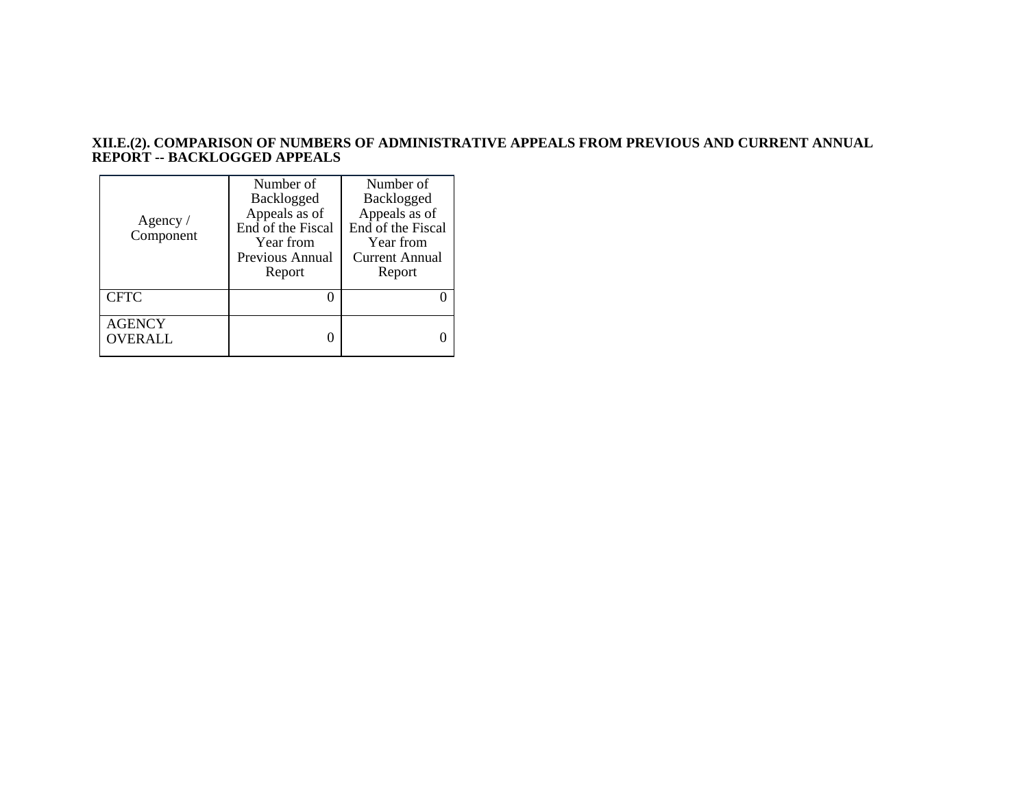**XII.E.(2). COMPARISON OF NUMBERS OF ADMINISTRATIVE APPEALS FROM PREVIOUS AND CURRENT ANNUAL REPORT -- BACKLOGGED APPEALS**

| Agency / Component | Number of Backlogged Appeals as of End of the Fiscal Year from Previous Annual Report | Number of Backlogged Appeals as of End of the Fiscal Year from Current Annual Report |
|---|---|---|
| CFTC | 0 | 0 |
| AGENCY OVERALL | 0 | 0 |